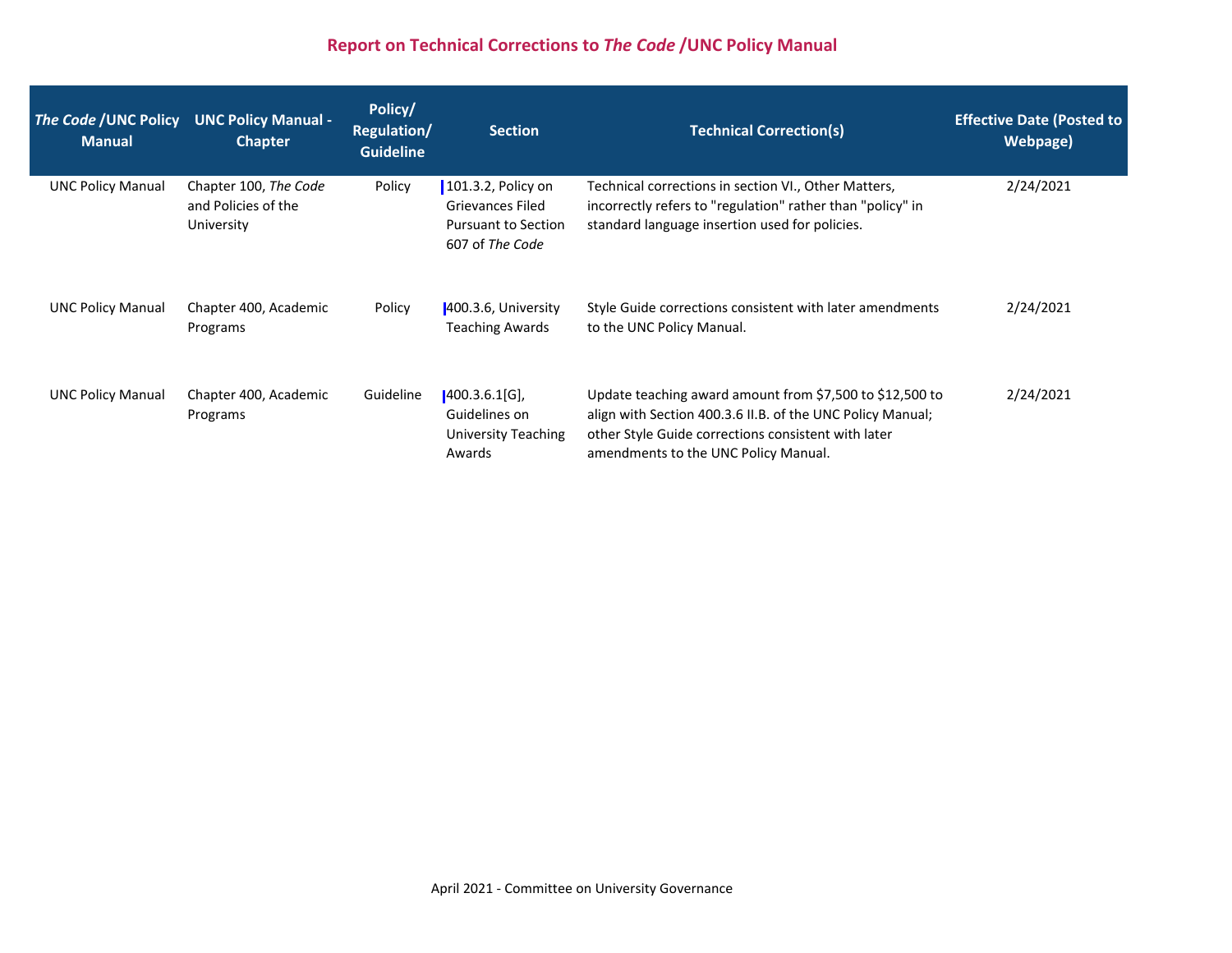# Report on Technical Corrections to *The Code* /UNC Policy Manual

| *The Code* /UNC Policy Manual | UNC Policy Manual - Chapter | Policy/ Regulation/ Guideline | Section | Technical Correction(s) | Effective Date (Posted to Webpage) |
|---|---|---|---|---|---|
| UNC Policy Manual | Chapter 100, *The Code* and Policies of the University | Policy | 101.3.2, Policy on Grievances Filed Pursuant to Section 607 of *The Code* | Technical corrections in section VI., Other Matters, incorrectly refers to "regulation" rather than "policy" in standard language insertion used for policies. | 2/24/2021 |
| UNC Policy Manual | Chapter 400, Academic Programs | Policy | 400.3.6, University Teaching Awards | Style Guide corrections consistent with later amendments to the UNC Policy Manual. | 2/24/2021 |
| UNC Policy Manual | Chapter 400, Academic Programs | Guideline | 400.3.6.1[G], Guidelines on University Teaching Awards | Update teaching award amount from $7,500 to $12,500 to align with Section 400.3.6 II.B. of the UNC Policy Manual; other Style Guide corrections consistent with later amendments to the UNC Policy Manual. | 2/24/2021 |

April 2021 - Committee on University Governance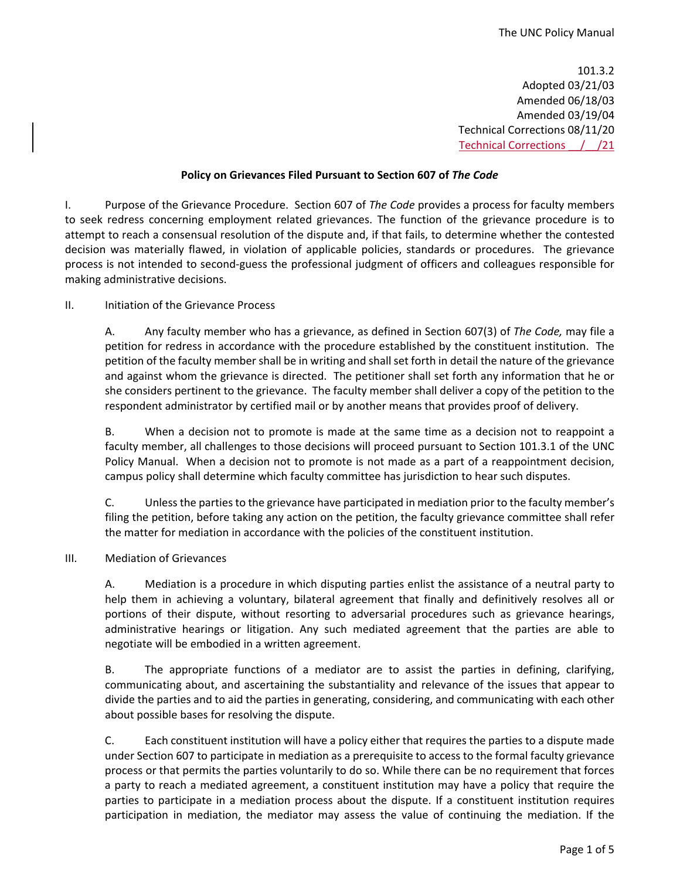101.3.2
Adopted 03/21/03
Amended 06/18/03
Amended 03/19/04
Technical Corrections 08/11/20
Technical Corrections __/__/21

**Policy on Grievances Filed Pursuant to Section 607 of *The Code***

I. Purpose of the Grievance Procedure. Section 607 of *The Code* provides a process for faculty members to seek redress concerning employment related grievances. The function of the grievance procedure is to attempt to reach a consensual resolution of the dispute and, if that fails, to determine whether the contested decision was materially flawed, in violation of applicable policies, standards or procedures. The grievance process is not intended to second-guess the professional judgment of officers and colleagues responsible for making administrative decisions.

II. Initiation of the Grievance Process

A. Any faculty member who has a grievance, as defined in Section 607(3) of *The Code,* may file a petition for redress in accordance with the procedure established by the constituent institution. The petition of the faculty member shall be in writing and shall set forth in detail the nature of the grievance and against whom the grievance is directed. The petitioner shall set forth any information that he or she considers pertinent to the grievance. The faculty member shall deliver a copy of the petition to the respondent administrator by certified mail or by another means that provides proof of delivery.

B. When a decision not to promote is made at the same time as a decision not to reappoint a faculty member, all challenges to those decisions will proceed pursuant to Section 101.3.1 of the UNC Policy Manual. When a decision not to promote is not made as a part of a reappointment decision, campus policy shall determine which faculty committee has jurisdiction to hear such disputes.

C. Unless the parties to the grievance have participated in mediation prior to the faculty member's filing the petition, before taking any action on the petition, the faculty grievance committee shall refer the matter for mediation in accordance with the policies of the constituent institution.

III. Mediation of Grievances

A. Mediation is a procedure in which disputing parties enlist the assistance of a neutral party to help them in achieving a voluntary, bilateral agreement that finally and definitively resolves all or portions of their dispute, without resorting to adversarial procedures such as grievance hearings, administrative hearings or litigation. Any such mediated agreement that the parties are able to negotiate will be embodied in a written agreement.

B. The appropriate functions of a mediator are to assist the parties in defining, clarifying, communicating about, and ascertaining the substantiality and relevance of the issues that appear to divide the parties and to aid the parties in generating, considering, and communicating with each other about possible bases for resolving the dispute.

C. Each constituent institution will have a policy either that requires the parties to a dispute made under Section 607 to participate in mediation as a prerequisite to access to the formal faculty grievance process or that permits the parties voluntarily to do so. While there can be no requirement that forces a party to reach a mediated agreement, a constituent institution may have a policy that require the parties to participate in a mediation process about the dispute. If a constituent institution requires participation in mediation, the mediator may assess the value of continuing the mediation. If the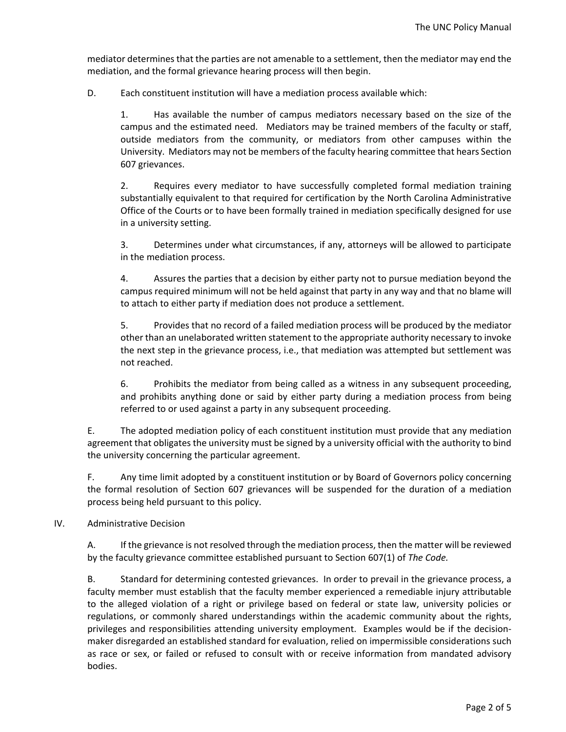mediator determines that the parties are not amenable to a settlement, then the mediator may end the mediation, and the formal grievance hearing process will then begin.

D. Each constituent institution will have a mediation process available which:

1. Has available the number of campus mediators necessary based on the size of the campus and the estimated need. Mediators may be trained members of the faculty or staff, outside mediators from the community, or mediators from other campuses within the University. Mediators may not be members of the faculty hearing committee that hears Section 607 grievances.

2. Requires every mediator to have successfully completed formal mediation training substantially equivalent to that required for certification by the North Carolina Administrative Office of the Courts or to have been formally trained in mediation specifically designed for use in a university setting.

3. Determines under what circumstances, if any, attorneys will be allowed to participate in the mediation process.

4. Assures the parties that a decision by either party not to pursue mediation beyond the campus required minimum will not be held against that party in any way and that no blame will to attach to either party if mediation does not produce a settlement.

5. Provides that no record of a failed mediation process will be produced by the mediator other than an unelaborated written statement to the appropriate authority necessary to invoke the next step in the grievance process, i.e., that mediation was attempted but settlement was not reached.

6. Prohibits the mediator from being called as a witness in any subsequent proceeding, and prohibits anything done or said by either party during a mediation process from being referred to or used against a party in any subsequent proceeding.

E. The adopted mediation policy of each constituent institution must provide that any mediation agreement that obligates the university must be signed by a university official with the authority to bind the university concerning the particular agreement.

F. Any time limit adopted by a constituent institution or by Board of Governors policy concerning the formal resolution of Section 607 grievances will be suspended for the duration of a mediation process being held pursuant to this policy.

## IV. Administrative Decision

A. If the grievance is not resolved through the mediation process, then the matter will be reviewed by the faculty grievance committee established pursuant to Section 607(1) of *The Code.*

B. Standard for determining contested grievances. In order to prevail in the grievance process, a faculty member must establish that the faculty member experienced a remediable injury attributable to the alleged violation of a right or privilege based on federal or state law, university policies or regulations, or commonly shared understandings within the academic community about the rights, privileges and responsibilities attending university employment. Examples would be if the decision-maker disregarded an established standard for evaluation, relied on impermissible considerations such as race or sex, or failed or refused to consult with or receive information from mandated advisory bodies.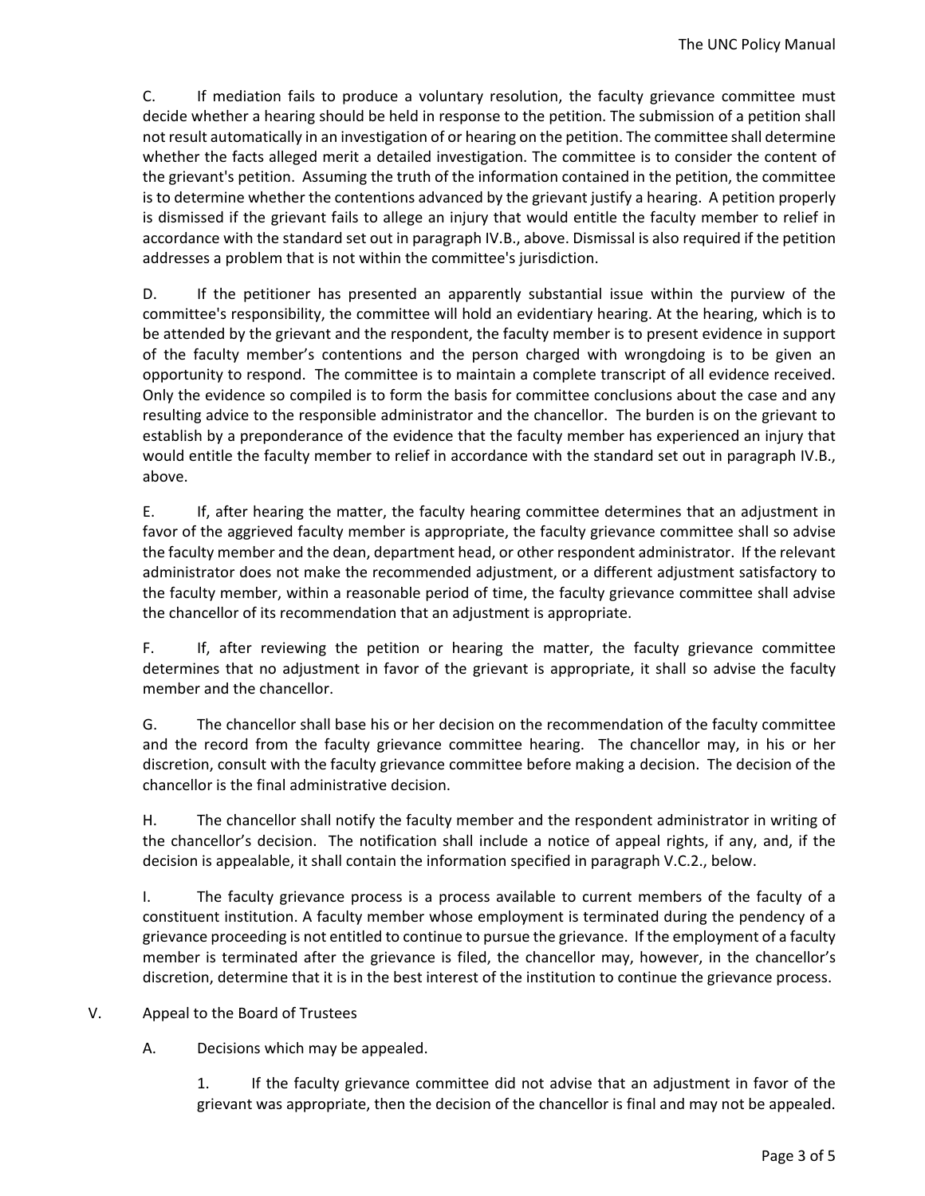C. If mediation fails to produce a voluntary resolution, the faculty grievance committee must decide whether a hearing should be held in response to the petition. The submission of a petition shall not result automatically in an investigation of or hearing on the petition. The committee shall determine whether the facts alleged merit a detailed investigation. The committee is to consider the content of the grievant's petition. Assuming the truth of the information contained in the petition, the committee is to determine whether the contentions advanced by the grievant justify a hearing. A petition properly is dismissed if the grievant fails to allege an injury that would entitle the faculty member to relief in accordance with the standard set out in paragraph IV.B., above. Dismissal is also required if the petition addresses a problem that is not within the committee's jurisdiction.

D. If the petitioner has presented an apparently substantial issue within the purview of the committee's responsibility, the committee will hold an evidentiary hearing. At the hearing, which is to be attended by the grievant and the respondent, the faculty member is to present evidence in support of the faculty member's contentions and the person charged with wrongdoing is to be given an opportunity to respond. The committee is to maintain a complete transcript of all evidence received. Only the evidence so compiled is to form the basis for committee conclusions about the case and any resulting advice to the responsible administrator and the chancellor. The burden is on the grievant to establish by a preponderance of the evidence that the faculty member has experienced an injury that would entitle the faculty member to relief in accordance with the standard set out in paragraph IV.B., above.

E. If, after hearing the matter, the faculty hearing committee determines that an adjustment in favor of the aggrieved faculty member is appropriate, the faculty grievance committee shall so advise the faculty member and the dean, department head, or other respondent administrator. If the relevant administrator does not make the recommended adjustment, or a different adjustment satisfactory to the faculty member, within a reasonable period of time, the faculty grievance committee shall advise the chancellor of its recommendation that an adjustment is appropriate.

F. If, after reviewing the petition or hearing the matter, the faculty grievance committee determines that no adjustment in favor of the grievant is appropriate, it shall so advise the faculty member and the chancellor.

G. The chancellor shall base his or her decision on the recommendation of the faculty committee and the record from the faculty grievance committee hearing. The chancellor may, in his or her discretion, consult with the faculty grievance committee before making a decision. The decision of the chancellor is the final administrative decision.

H. The chancellor shall notify the faculty member and the respondent administrator in writing of the chancellor's decision. The notification shall include a notice of appeal rights, if any, and, if the decision is appealable, it shall contain the information specified in paragraph V.C.2., below.

I. The faculty grievance process is a process available to current members of the faculty of a constituent institution. A faculty member whose employment is terminated during the pendency of a grievance proceeding is not entitled to continue to pursue the grievance. If the employment of a faculty member is terminated after the grievance is filed, the chancellor may, however, in the chancellor's discretion, determine that it is in the best interest of the institution to continue the grievance process.

V. Appeal to the Board of Trustees

A. Decisions which may be appealed.

1. If the faculty grievance committee did not advise that an adjustment in favor of the grievant was appropriate, then the decision of the chancellor is final and may not be appealed.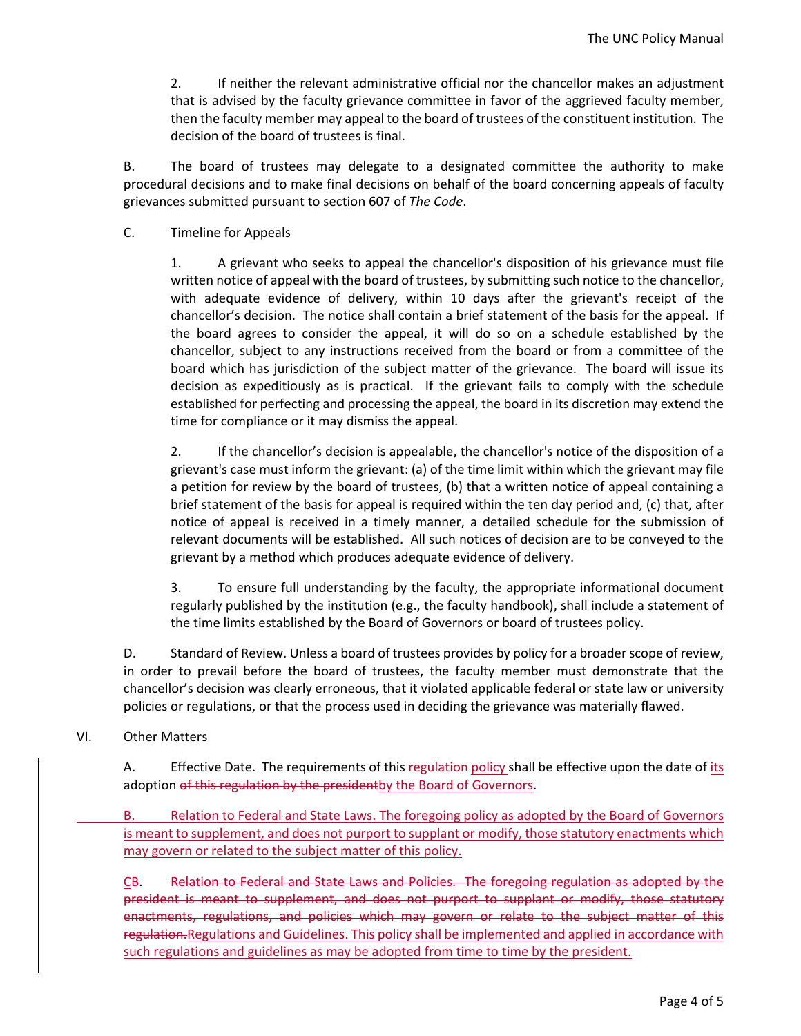2. If neither the relevant administrative official nor the chancellor makes an adjustment that is advised by the faculty grievance committee in favor of the aggrieved faculty member, then the faculty member may appeal to the board of trustees of the constituent institution. The decision of the board of trustees is final.

B. The board of trustees may delegate to a designated committee the authority to make procedural decisions and to make final decisions on behalf of the board concerning appeals of faculty grievances submitted pursuant to section 607 of *The Code*.

C. Timeline for Appeals

1. A grievant who seeks to appeal the chancellor's disposition of his grievance must file written notice of appeal with the board of trustees, by submitting such notice to the chancellor, with adequate evidence of delivery, within 10 days after the grievant's receipt of the chancellor's decision. The notice shall contain a brief statement of the basis for the appeal. If the board agrees to consider the appeal, it will do so on a schedule established by the chancellor, subject to any instructions received from the board or from a committee of the board which has jurisdiction of the subject matter of the grievance. The board will issue its decision as expeditiously as is practical. If the grievant fails to comply with the schedule established for perfecting and processing the appeal, the board in its discretion may extend the time for compliance or it may dismiss the appeal.

2. If the chancellor's decision is appealable, the chancellor's notice of the disposition of a grievant's case must inform the grievant: (a) of the time limit within which the grievant may file a petition for review by the board of trustees, (b) that a written notice of appeal containing a brief statement of the basis for appeal is required within the ten day period and, (c) that, after notice of appeal is received in a timely manner, a detailed schedule for the submission of relevant documents will be established. All such notices of decision are to be conveyed to the grievant by a method which produces adequate evidence of delivery.

3. To ensure full understanding by the faculty, the appropriate informational document regularly published by the institution (e.g., the faculty handbook), shall include a statement of the time limits established by the Board of Governors or board of trustees policy.

D. Standard of Review. Unless a board of trustees provides by policy for a broader scope of review, in order to prevail before the board of trustees, the faculty member must demonstrate that the chancellor's decision was clearly erroneous, that it violated applicable federal or state law or university policies or regulations, or that the process used in deciding the grievance was materially flawed.

VI. Other Matters

A. Effective Date. The requirements of this ~~regulation~~ policy shall be effective upon the date of its adoption ~~of this regulation by the president~~by the Board of Governors.

B. Relation to Federal and State Laws. The foregoing policy as adopted by the Board of Governors is meant to supplement, and does not purport to supplant or modify, those statutory enactments which may govern or related to the subject matter of this policy.

C~~B~~. ~~Relation to Federal and State Laws and Policies. The foregoing regulation as adopted by the president is meant to supplement, and does not purport to supplant or modify, those statutory enactments, regulations, and policies which may govern or relate to the subject matter of this regulation.~~Regulations and Guidelines. This policy shall be implemented and applied in accordance with such regulations and guidelines as may be adopted from time to time by the president.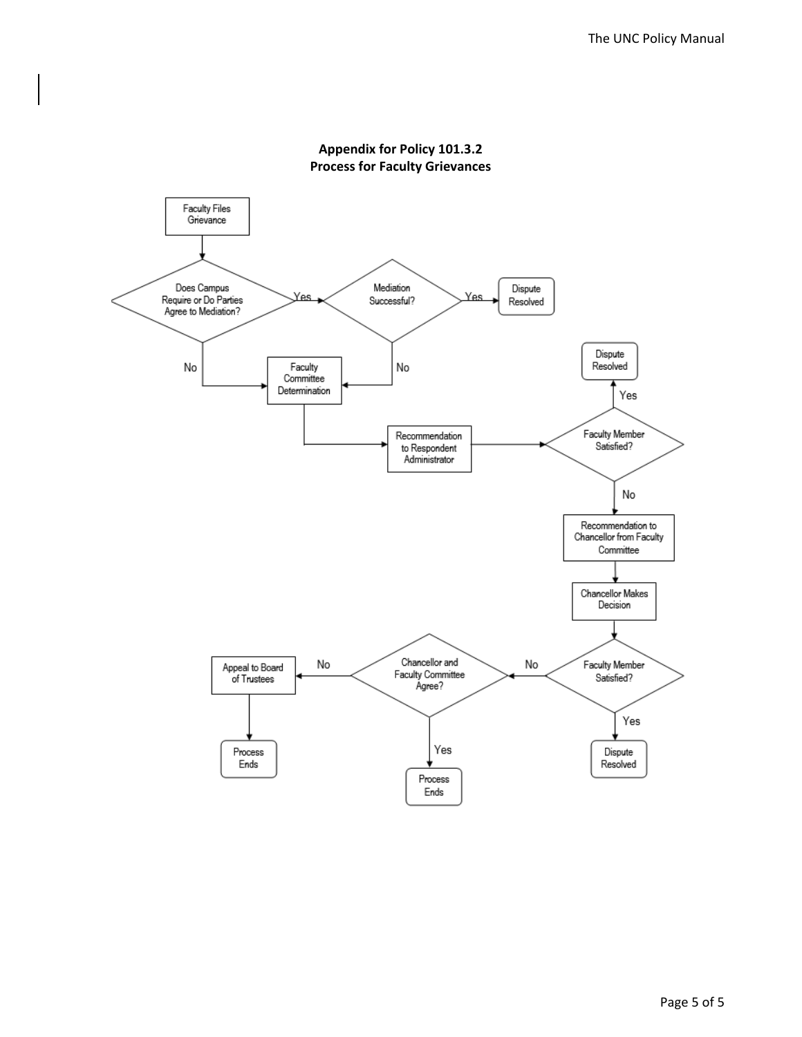**Appendix for Policy 101.3.2**
**Process for Faculty Grievances**

Faculty Files Grievance

Does Campus Require or Do Parties Agree to Mediation?

Yes

Mediation Successful?

Yes

Dispute Resolved

No

No

Faculty Committee Determination

Recommendation to Respondent Administrator

Faculty Member Satisfied?

Yes

Dispute Resolved

No

Recommendation to Chancellor from Faculty Committee

Chancellor Makes Decision

Faculty Member Satisfied?

Yes

Dispute Resolved

No

Chancellor and Faculty Committee Agree?

Yes

Process Ends

No

Appeal to Board of Trustees

Process Ends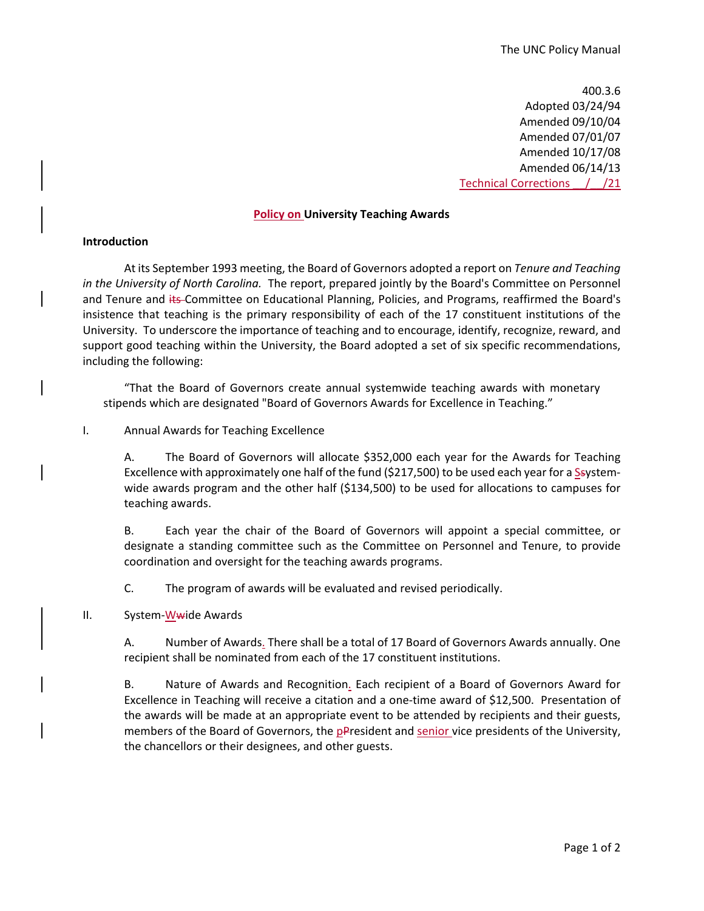The UNC Policy Manual

400.3.6
Adopted 03/24/94
Amended 09/10/04
Amended 07/01/07
Amended 10/17/08
Amended 06/14/13
Technical Corrections __/__/21

**Policy on University Teaching Awards**

**Introduction**

At its September 1993 meeting, the Board of Governors adopted a report on *Tenure and Teaching in the University of North Carolina.* The report, prepared jointly by the Board's Committee on Personnel and Tenure and ~~its~~ Committee on Educational Planning, Policies, and Programs, reaffirmed the Board's insistence that teaching is the primary responsibility of each of the 17 constituent institutions of the University. To underscore the importance of teaching and to encourage, identify, recognize, reward, and support good teaching within the University, the Board adopted a set of six specific recommendations, including the following:

> "That the Board of Governors create annual systemwide teaching awards with monetary stipends which are designated "Board of Governors Awards for Excellence in Teaching."

I. Annual Awards for Teaching Excellence

A. The Board of Governors will allocate $352,000 each year for the Awards for Teaching Excellence with approximately one half of the fund ($217,500) to be used each year for a S~~s~~ystem-wide awards program and the other half ($134,500) to be used for allocations to campuses for teaching awards.

B. Each year the chair of the Board of Governors will appoint a special committee, or designate a standing committee such as the Committee on Personnel and Tenure, to provide coordination and oversight for the teaching awards programs.

C. The program of awards will be evaluated and revised periodically.

II. System-W~~w~~ide Awards

A. Number of Awards. There shall be a total of 17 Board of Governors Awards annually. One recipient shall be nominated from each of the 17 constituent institutions.

B. Nature of Awards and Recognition. Each recipient of a Board of Governors Award for Excellence in Teaching will receive a citation and a one-time award of $12,500. Presentation of the awards will be made at an appropriate event to be attended by recipients and their guests, members of the Board of Governors, the p~~P~~resident and senior vice presidents of the University, the chancellors or their designees, and other guests.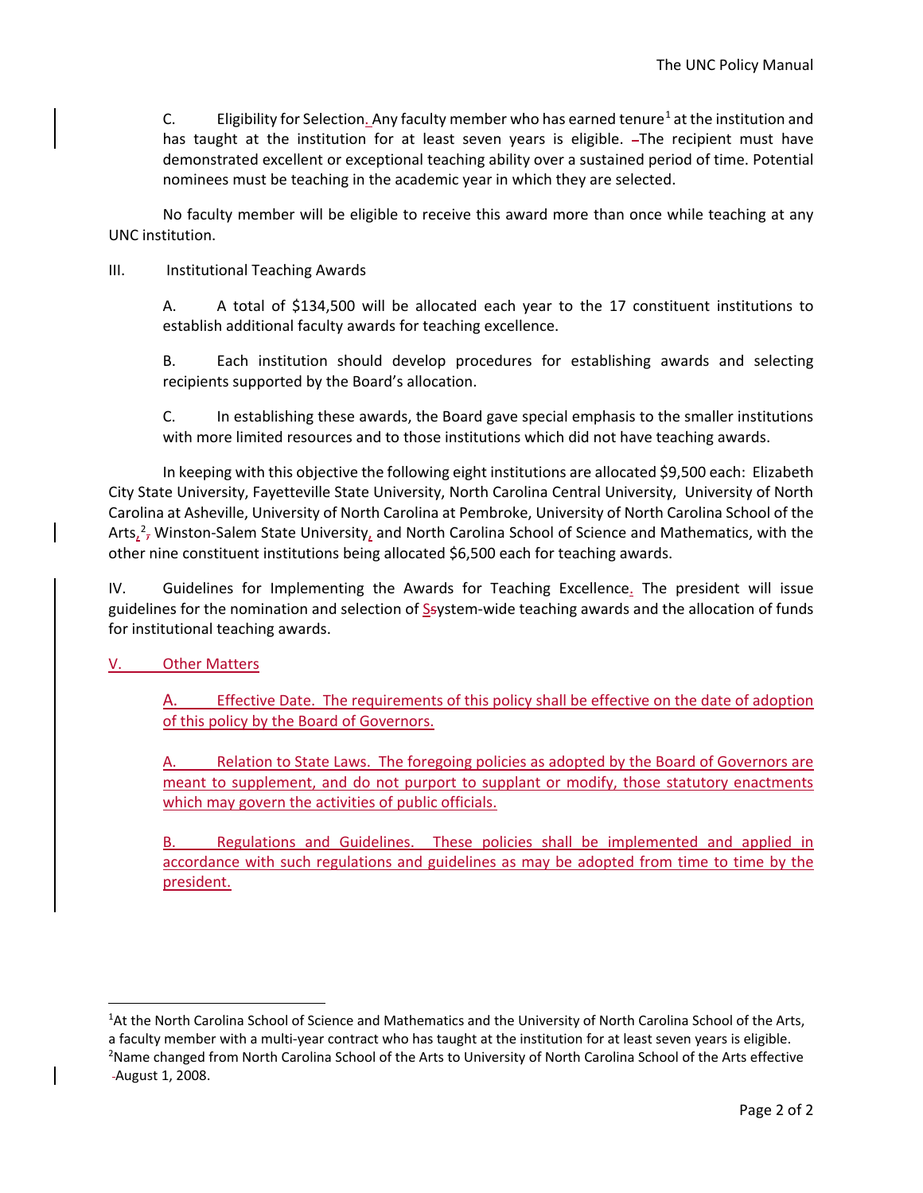C. Eligibility for Selection. Any faculty member who has earned tenure[1] at the institution and has taught at the institution for at least seven years is eligible. The recipient must have demonstrated excellent or exceptional teaching ability over a sustained period of time. Potential nominees must be teaching in the academic year in which they are selected.

No faculty member will be eligible to receive this award more than once while teaching at any UNC institution.

III. Institutional Teaching Awards

A. A total of $134,500 will be allocated each year to the 17 constituent institutions to establish additional faculty awards for teaching excellence.

B. Each institution should develop procedures for establishing awards and selecting recipients supported by the Board's allocation.

C. In establishing these awards, the Board gave special emphasis to the smaller institutions with more limited resources and to those institutions which did not have teaching awards.

In keeping with this objective the following eight institutions are allocated $9,500 each: Elizabeth City State University, Fayetteville State University, North Carolina Central University, University of North Carolina at Asheville, University of North Carolina at Pembroke, University of North Carolina School of the Arts,[2] Winston-Salem State University, and North Carolina School of Science and Mathematics, with the other nine constituent institutions being allocated $6,500 each for teaching awards.

IV. Guidelines for Implementing the Awards for Teaching Excellence. The president will issue guidelines for the nomination and selection of System-wide teaching awards and the allocation of funds for institutional teaching awards.

V. Other Matters

A. Effective Date. The requirements of this policy shall be effective on the date of adoption of this policy by the Board of Governors.

A. Relation to State Laws. The foregoing policies as adopted by the Board of Governors are meant to supplement, and do not purport to supplant or modify, those statutory enactments which may govern the activities of public officials.

B. Regulations and Guidelines. These policies shall be implemented and applied in accordance with such regulations and guidelines as may be adopted from time to time by the president.

---

[1] At the North Carolina School of Science and Mathematics and the University of North Carolina School of the Arts, a faculty member with a multi-year contract who has taught at the institution for at least seven years is eligible.

[2] Name changed from North Carolina School of the Arts to University of North Carolina School of the Arts effective August 1, 2008.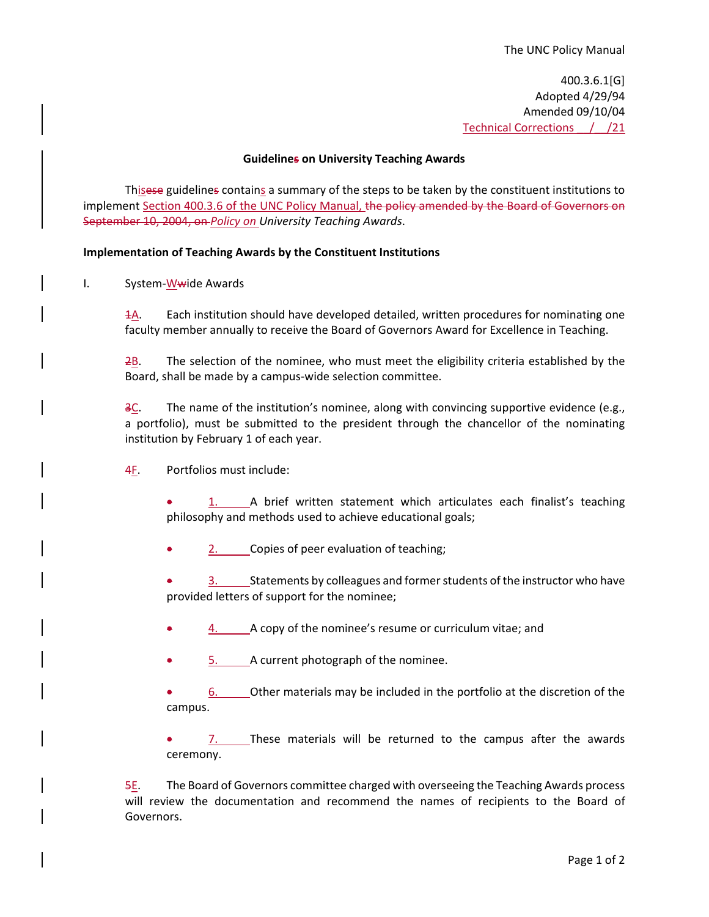The UNC Policy Manual

400.3.6.1[G]
Adopted 4/29/94
Amended 09/10/04
Technical Corrections __/__/21

**Guidelines on University Teaching Awards**

Thisese guidelines contains a summary of the steps to be taken by the constituent institutions to implement Section 400.3.6 of the UNC Policy Manual, ~~the policy amended by the Board of Governors on September 10, 2004, on~~ *Policy on University Teaching Awards*.

**Implementation of Teaching Awards by the Constituent Institutions**

I. System-Wwide Awards

1A. Each institution should have developed detailed, written procedures for nominating one faculty member annually to receive the Board of Governors Award for Excellence in Teaching.

2B. The selection of the nominee, who must meet the eligibility criteria established by the Board, shall be made by a campus-wide selection committee.

3C. The name of the institution's nominee, along with convincing supportive evidence (e.g., a portfolio), must be submitted to the president through the chancellor of the nominating institution by February 1 of each year.

4F. Portfolios must include:

1. A brief written statement which articulates each finalist's teaching philosophy and methods used to achieve educational goals;
2. Copies of peer evaluation of teaching;
3. Statements by colleagues and former students of the instructor who have provided letters of support for the nominee;
4. A copy of the nominee's resume or curriculum vitae; and
5. A current photograph of the nominee.
6. Other materials may be included in the portfolio at the discretion of the campus.
7. These materials will be returned to the campus after the awards ceremony.

5E. The Board of Governors committee charged with overseeing the Teaching Awards process will review the documentation and recommend the names of recipients to the Board of Governors.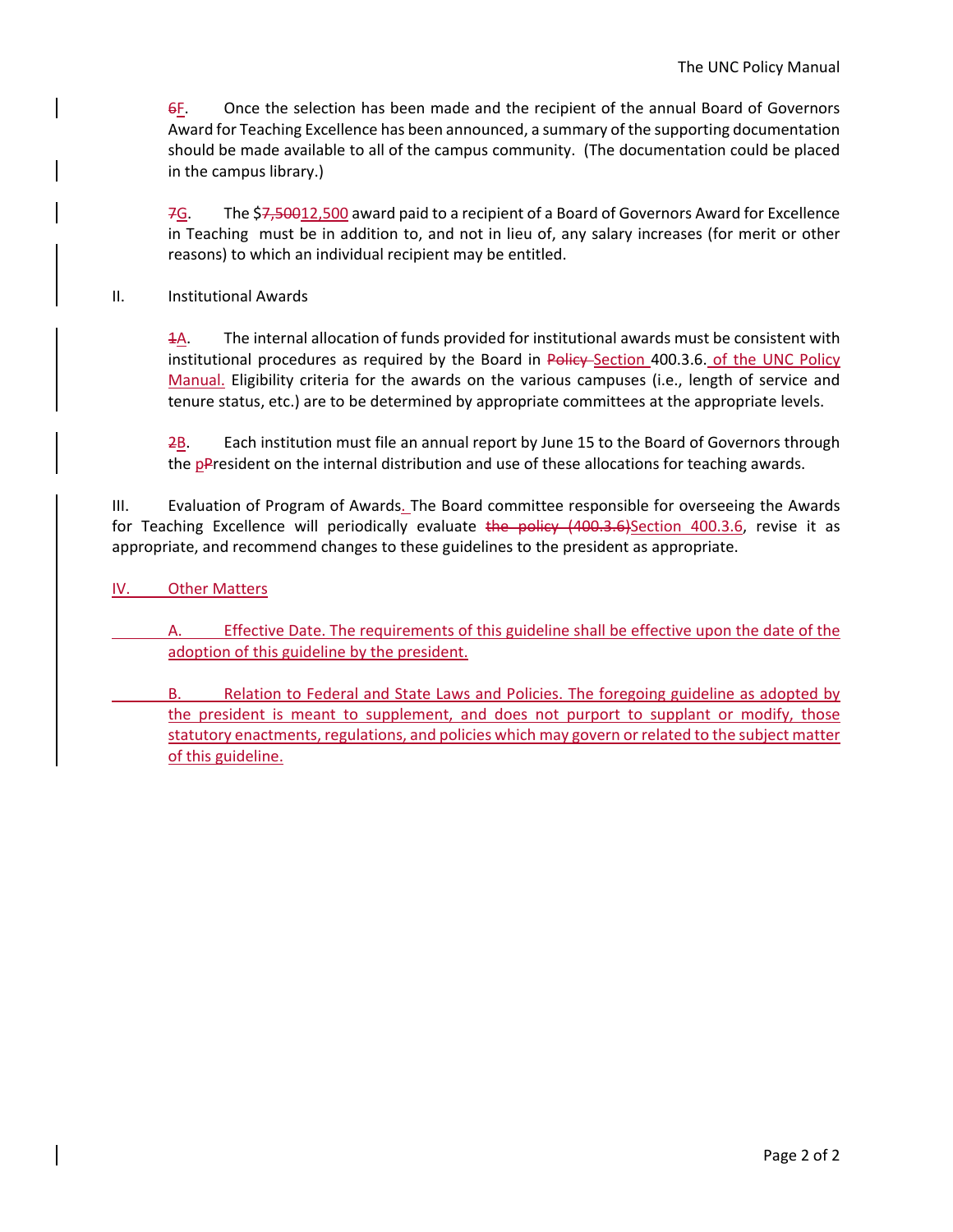6F. Once the selection has been made and the recipient of the annual Board of Governors Award for Teaching Excellence has been announced, a summary of the supporting documentation should be made available to all of the campus community. (The documentation could be placed in the campus library.)

7G. The $7,50012,500 award paid to a recipient of a Board of Governors Award for Excellence in Teaching must be in addition to, and not in lieu of, any salary increases (for merit or other reasons) to which an individual recipient may be entitled.

II. Institutional Awards

1A. The internal allocation of funds provided for institutional awards must be consistent with institutional procedures as required by the Board in Policy Section 400.3.6. of the UNC Policy Manual. Eligibility criteria for the awards on the various campuses (i.e., length of service and tenure status, etc.) are to be determined by appropriate committees at the appropriate levels.

2B. Each institution must file an annual report by June 15 to the Board of Governors through the pPresident on the internal distribution and use of these allocations for teaching awards.

III. Evaluation of Program of Awards. The Board committee responsible for overseeing the Awards for Teaching Excellence will periodically evaluate the policy (400.3.6)Section 400.3.6, revise it as appropriate, and recommend changes to these guidelines to the president as appropriate.

IV. Other Matters

A. Effective Date. The requirements of this guideline shall be effective upon the date of the adoption of this guideline by the president.

B. Relation to Federal and State Laws and Policies. The foregoing guideline as adopted by the president is meant to supplement, and does not purport to supplant or modify, those statutory enactments, regulations, and policies which may govern or related to the subject matter of this guideline.